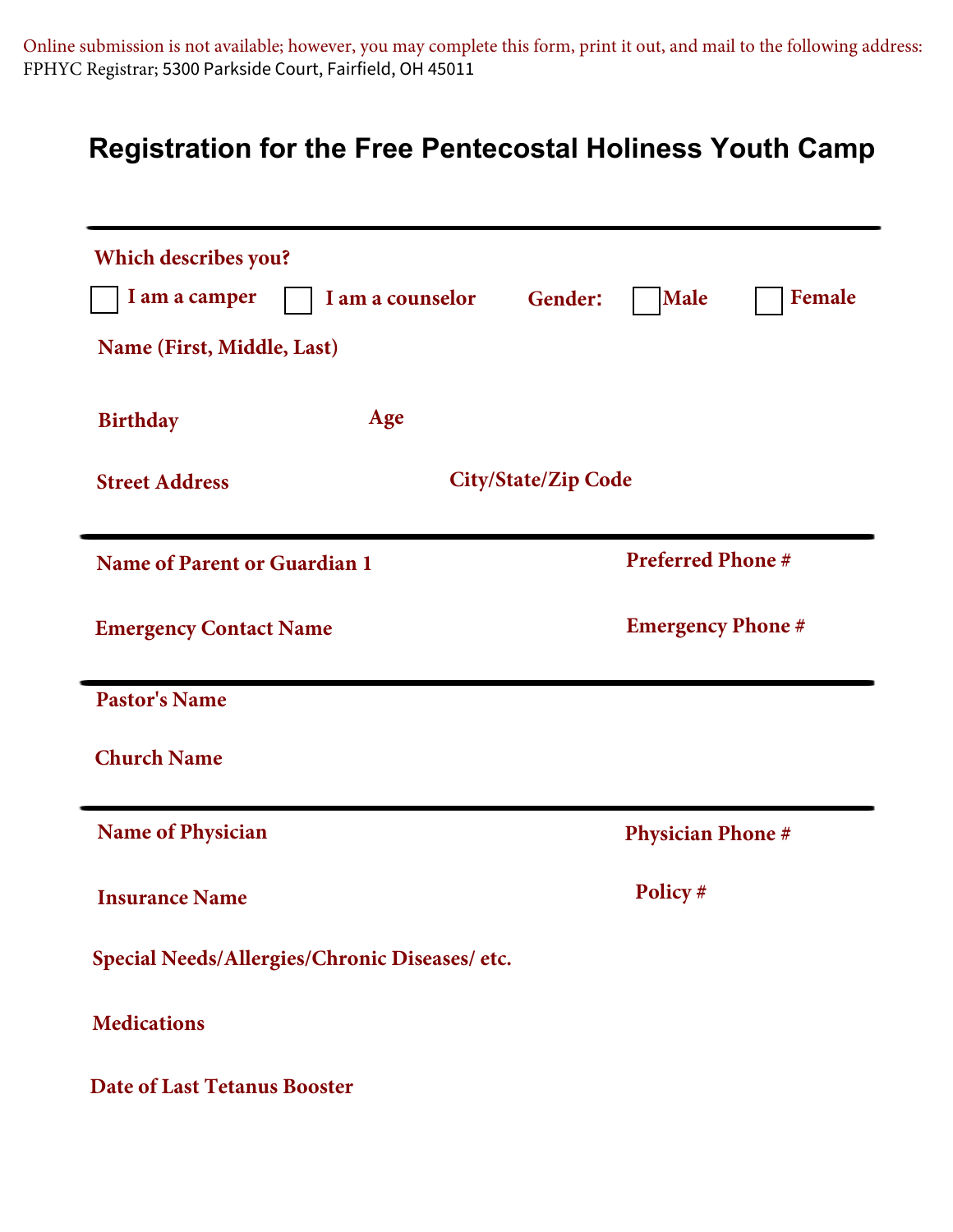Online submission is not available; however, you may complete this form, print it out, and mail to the following address: FPHYC Registrar; 5300 Parkside Court, Fairfield, OH 45011

# Registration for the Free Pentecostal Holiness Youth Camp

---

**Which describes you?**

☐ **I am a camper** ☐ **I am a counselor** **Gender:** ☐ **Male** ☐ **Female**

**Name (First, Middle, Last)**

**Birthday** **Age**

**Street Address** **City/State/Zip Code**

---

**Name of Parent or Guardian 1** **Preferred Phone #**

**Emergency Contact Name** **Emergency Phone #**

---

**Pastor's Name**

**Church Name**

---

**Name of Physician** **Physician Phone #**

**Insurance Name** **Policy #**

**Special Needs/Allergies/Chronic Diseases/ etc.**

**Medications**

**Date of Last Tetanus Booster**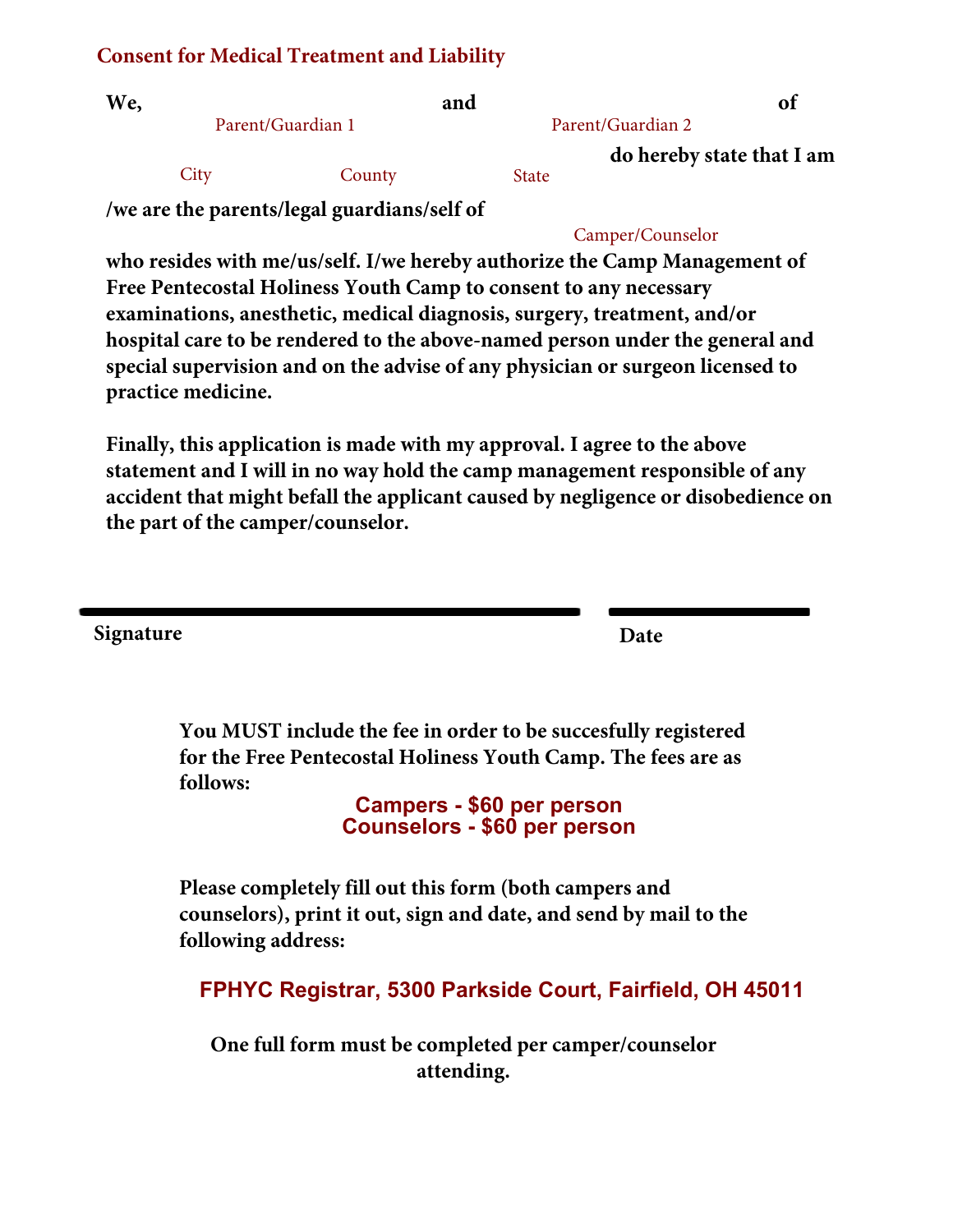## Consent for Medical Treatment and Liability

**We,** ____________ **and** ____________ **of**

Parent/Guardian 1 — Parent/Guardian 2

____________ ____________ ____________ **do hereby state that I am**

City — County — State

**/we are the parents/legal guardians/self of** ____________

Camper/Counselor

**who resides with me/us/self. I/we hereby authorize the Camp Management of Free Pentecostal Holiness Youth Camp to consent to any necessary examinations, anesthetic, medical diagnosis, surgery, treatment, and/or hospital care to be rendered to the above-named person under the general and special supervision and on the advise of any physician or surgeon licensed to practice medicine.**

**Finally, this application is made with my approval. I agree to the above statement and I will in no way hold the camp management responsible of any accident that might befall the applicant caused by negligence or disobedience on the part of the camper/counselor.**

____________________________________ ______________

**Signature** **Date**

**You MUST include the fee in order to be succesfully registered for the Free Pentecostal Holiness Youth Camp. The fees are as follows:**

**Campers - $60 per person**
**Counselors - $60 per person**

**Please completely fill out this form (both campers and counselors), print it out, sign and date, and send by mail to the following address:**

**FPHYC Registrar, 5300 Parkside Court, Fairfield, OH 45011**

**One full form must be completed per camper/counselor attending.**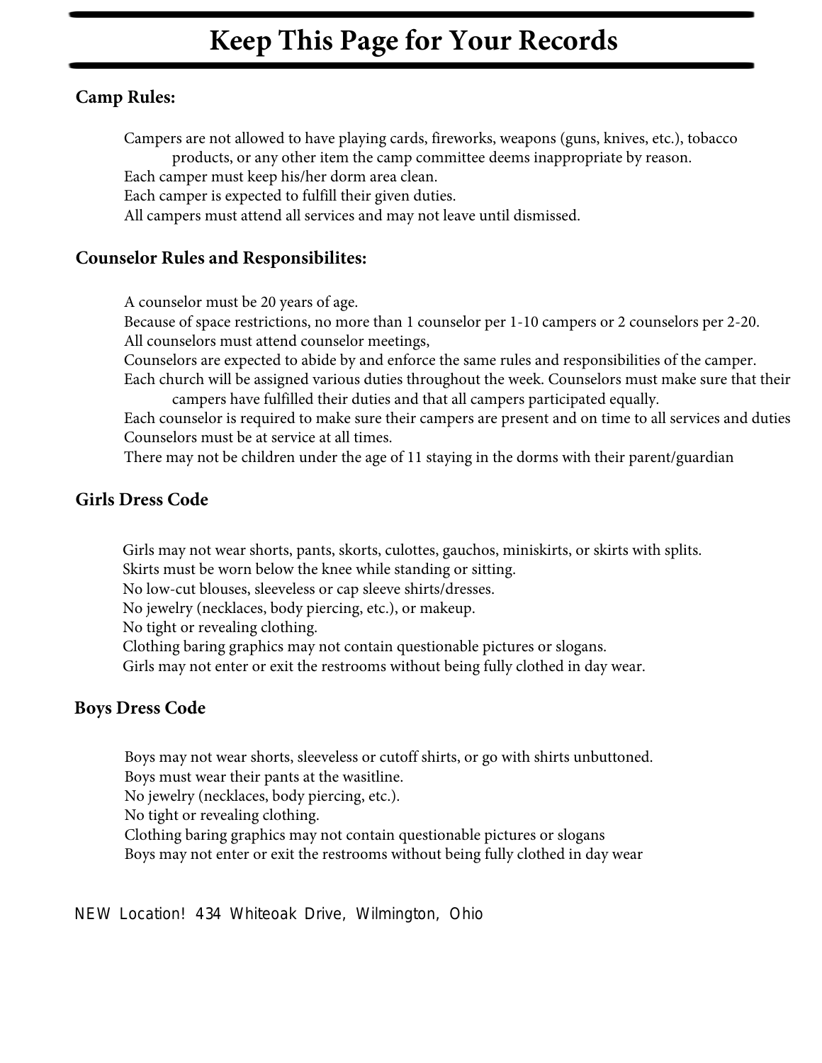# Keep This Page for Your Records

**Camp Rules:**

Campers are not allowed to have playing cards, fireworks, weapons (guns, knives, etc.), tobacco products, or any other item the camp committee deems inappropriate by reason.
Each camper must keep his/her dorm area clean.
Each camper is expected to fulfill their given duties.
All campers must attend all services and may not leave until dismissed.

**Counselor Rules and Responsibilites:**

A counselor must be 20 years of age.
Because of space restrictions, no more than 1 counselor per 1-10 campers or 2 counselors per 2-20.
All counselors must attend counselor meetings,
Counselors are expected to abide by and enforce the same rules and responsibilities of the camper.
Each church will be assigned various duties throughout the week. Counselors must make sure that their campers have fulfilled their duties and that all campers participated equally.
Each counselor is required to make sure their campers are present and on time to all services and duties
Counselors must be at service at all times.
There may not be children under the age of 11 staying in the dorms with their parent/guardian

**Girls Dress Code**

Girls may not wear shorts, pants, skorts, culottes, gauchos, miniskirts, or skirts with splits.
Skirts must be worn below the knee while standing or sitting.
No low-cut blouses, sleeveless or cap sleeve shirts/dresses.
No jewelry (necklaces, body piercing, etc.), or makeup.
No tight or revealing clothing.
Clothing baring graphics may not contain questionable pictures or slogans.
Girls may not enter or exit the restrooms without being fully clothed in day wear.

**Boys Dress Code**

Boys may not wear shorts, sleeveless or cutoff shirts, or go with shirts unbuttoned.
Boys must wear their pants at the wasitline.
No jewelry (necklaces, body piercing, etc.).
No tight or revealing clothing.
Clothing baring graphics may not contain questionable pictures or slogans
Boys may not enter or exit the restrooms without being fully clothed in day wear

NEW Location! 434 Whiteoak Drive, Wilmington, Ohio